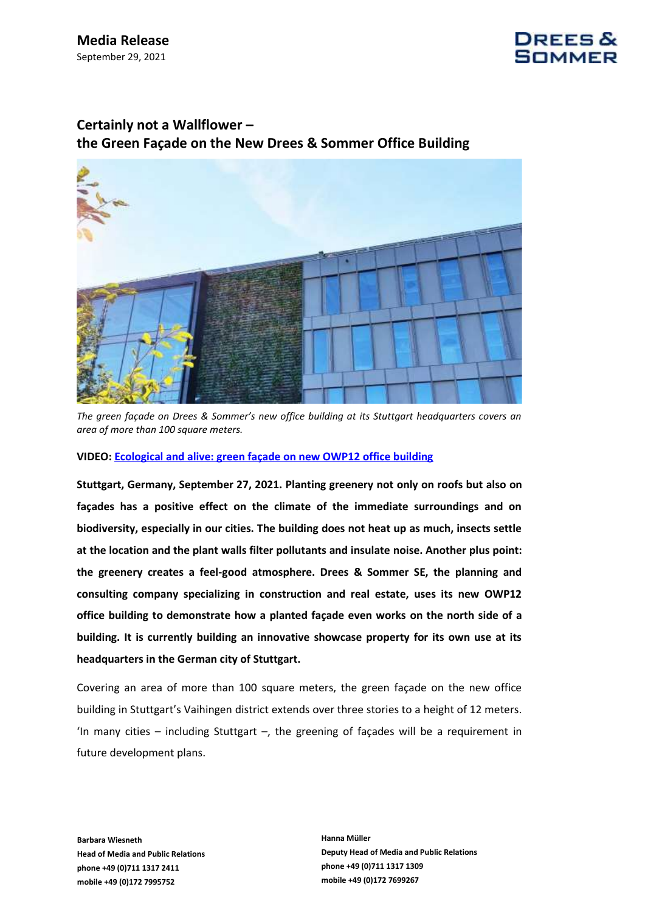**Media Release**
September 29, 2021

# Certainly not a Wallflower – the Green Façade on the New Drees & Sommer Office Building

*The green façade on Drees & Sommer's new office building at its Stuttgart headquarters covers an area of more than 100 square meters.*

**VIDEO: Ecological and alive: green façade on new OWP12 office building**

**Stuttgart, Germany, September 27, 2021. Planting greenery not only on roofs but also on façades has a positive effect on the climate of the immediate surroundings and on biodiversity, especially in our cities. The building does not heat up as much, insects settle at the location and the plant walls filter pollutants and insulate noise. Another plus point: the greenery creates a feel-good atmosphere. Drees & Sommer SE, the planning and consulting company specializing in construction and real estate, uses its new OWP12 office building to demonstrate how a planted façade even works on the north side of a building. It is currently building an innovative showcase property for its own use at its headquarters in the German city of Stuttgart.**

Covering an area of more than 100 square meters, the green façade on the new office building in Stuttgart's Vaihingen district extends over three stories to a height of 12 meters. 'In many cities – including Stuttgart –, the greening of façades will be a requirement in future development plans.

**Barbara Wiesneth**
**Head of Media and Public Relations**
**phone +49 (0)711 1317 2411**
**mobile +49 (0)172 7995752**

**Hanna Müller**
**Deputy Head of Media and Public Relations**
**phone +49 (0)711 1317 1309**
**mobile +49 (0)172 7699267**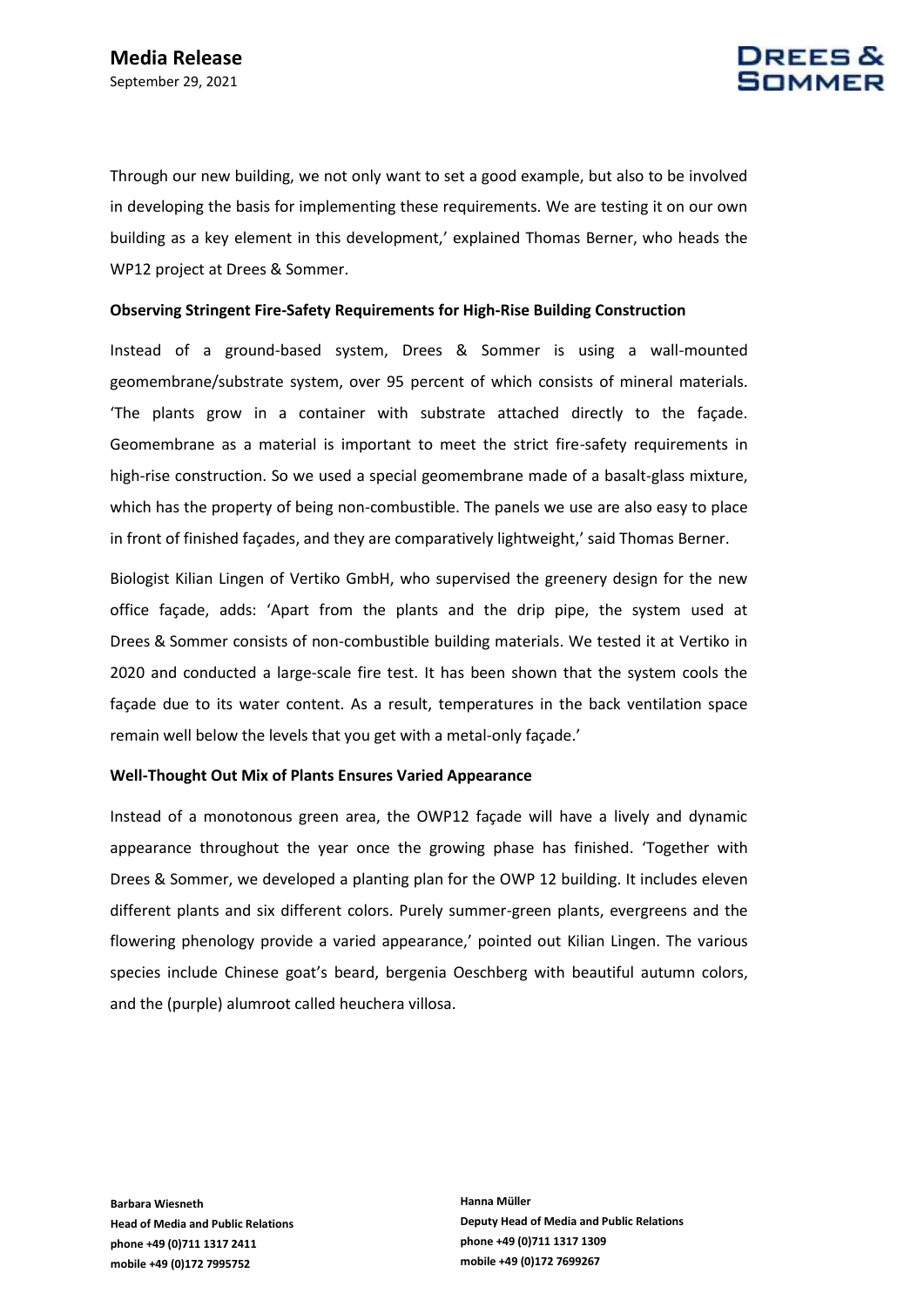Through our new building, we not only want to set a good example, but also to be involved in developing the basis for implementing these requirements. We are testing it on our own building as a key element in this development,' explained Thomas Berner, who heads the WP12 project at Drees & Sommer.

**Observing Stringent Fire-Safety Requirements for High-Rise Building Construction**

Instead of a ground-based system, Drees & Sommer is using a wall-mounted geomembrane/substrate system, over 95 percent of which consists of mineral materials. 'The plants grow in a container with substrate attached directly to the façade. Geomembrane as a material is important to meet the strict fire-safety requirements in high-rise construction. So we used a special geomembrane made of a basalt-glass mixture, which has the property of being non-combustible. The panels we use are also easy to place in front of finished façades, and they are comparatively lightweight,' said Thomas Berner.

Biologist Kilian Lingen of Vertiko GmbH, who supervised the greenery design for the new office façade, adds: 'Apart from the plants and the drip pipe, the system used at Drees & Sommer consists of non-combustible building materials. We tested it at Vertiko in 2020 and conducted a large-scale fire test. It has been shown that the system cools the façade due to its water content. As a result, temperatures in the back ventilation space remain well below the levels that you get with a metal-only façade.'

**Well-Thought Out Mix of Plants Ensures Varied Appearance**

Instead of a monotonous green area, the OWP12 façade will have a lively and dynamic appearance throughout the year once the growing phase has finished. 'Together with Drees & Sommer, we developed a planting plan for the OWP 12 building. It includes eleven different plants and six different colors. Purely summer-green plants, evergreens and the flowering phenology provide a varied appearance,' pointed out Kilian Lingen. The various species include Chinese goat's beard, bergenia Oeschberg with beautiful autumn colors, and the (purple) alumroot called heuchera villosa.

**Barbara Wiesneth**
**Head of Media and Public Relations**
**phone +49 (0)711 1317 2411**
**mobile +49 (0)172 7995752**

**Hanna Müller**
**Deputy Head of Media and Public Relations**
**phone +49 (0)711 1317 1309**
**mobile +49 (0)172 7699267**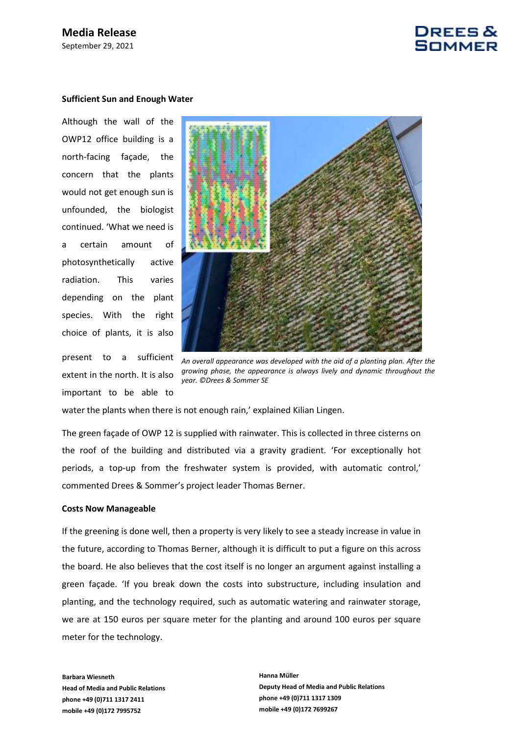### Sufficient Sun and Enough Water

Although the wall of the OWP12 office building is a north-facing façade, the concern that the plants would not get enough sun is unfounded, the biologist continued. 'What we need is a certain amount of photosynthetically active radiation. This varies depending on the plant species. With the right choice of plants, it is also present to a sufficient extent in the north. It is also important to be able to water the plants when there is not enough rain,' explained Kilian Lingen.

*An overall appearance was developed with the aid of a planting plan. After the growing phase, the appearance is always lively and dynamic throughout the year. ©Drees & Sommer SE*

The green façade of OWP 12 is supplied with rainwater. This is collected in three cisterns on the roof of the building and distributed via a gravity gradient. 'For exceptionally hot periods, a top-up from the freshwater system is provided, with automatic control,' commented Drees & Sommer's project leader Thomas Berner.

### Costs Now Manageable

If the greening is done well, then a property is very likely to see a steady increase in value in the future, according to Thomas Berner, although it is difficult to put a figure on this across the board. He also believes that the cost itself is no longer an argument against installing a green façade. 'If you break down the costs into substructure, including insulation and planting, and the technology required, such as automatic watering and rainwater storage, we are at 150 euros per square meter for the planting and around 100 euros per square meter for the technology.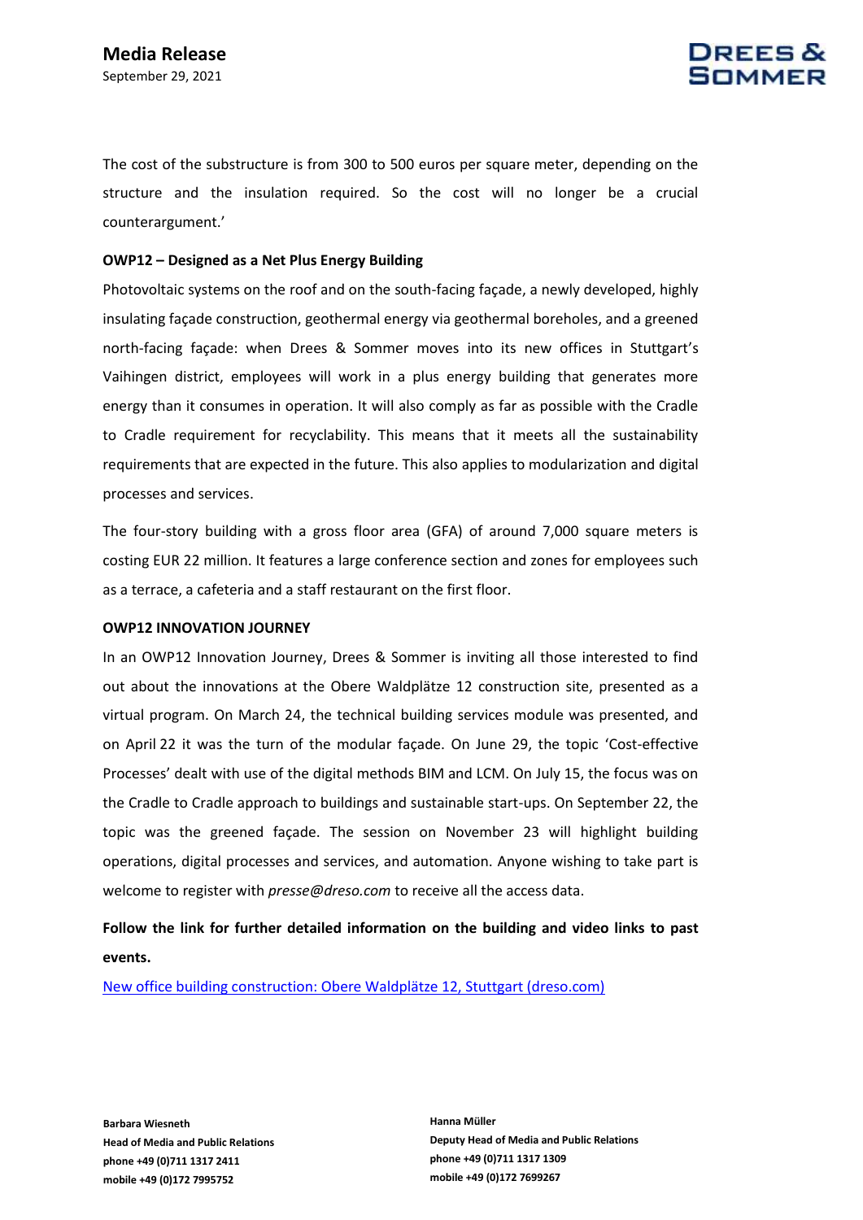The cost of the substructure is from 300 to 500 euros per square meter, depending on the structure and the insulation required. So the cost will no longer be a crucial counterargument.'

**OWP12 – Designed as a Net Plus Energy Building**

Photovoltaic systems on the roof and on the south-facing façade, a newly developed, highly insulating façade construction, geothermal energy via geothermal boreholes, and a greened north-facing façade: when Drees & Sommer moves into its new offices in Stuttgart's Vaihingen district, employees will work in a plus energy building that generates more energy than it consumes in operation. It will also comply as far as possible with the Cradle to Cradle requirement for recyclability. This means that it meets all the sustainability requirements that are expected in the future. This also applies to modularization and digital processes and services.

The four-story building with a gross floor area (GFA) of around 7,000 square meters is costing EUR 22 million. It features a large conference section and zones for employees such as a terrace, a cafeteria and a staff restaurant on the first floor.

**OWP12 INNOVATION JOURNEY**

In an OWP12 Innovation Journey, Drees & Sommer is inviting all those interested to find out about the innovations at the Obere Waldplätze 12 construction site, presented as a virtual program. On March 24, the technical building services module was presented, and on April 22 it was the turn of the modular façade. On June 29, the topic 'Cost-effective Processes' dealt with use of the digital methods BIM and LCM. On July 15, the focus was on the Cradle to Cradle approach to buildings and sustainable start-ups. On September 22, the topic was the greened façade. The session on November 23 will highlight building operations, digital processes and services, and automation. Anyone wishing to take part is welcome to register with *presse@dreso.com* to receive all the access data.

**Follow the link for further detailed information on the building and video links to past events.**

[New office building construction: Obere Waldplätze 12, Stuttgart (dreso.com)]()

**Barbara Wiesneth**
**Head of Media and Public Relations**
**phone +49 (0)711 1317 2411**
**mobile +49 (0)172 7995752**

**Hanna Müller**
**Deputy Head of Media and Public Relations**
**phone +49 (0)711 1317 1309**
**mobile +49 (0)172 7699267**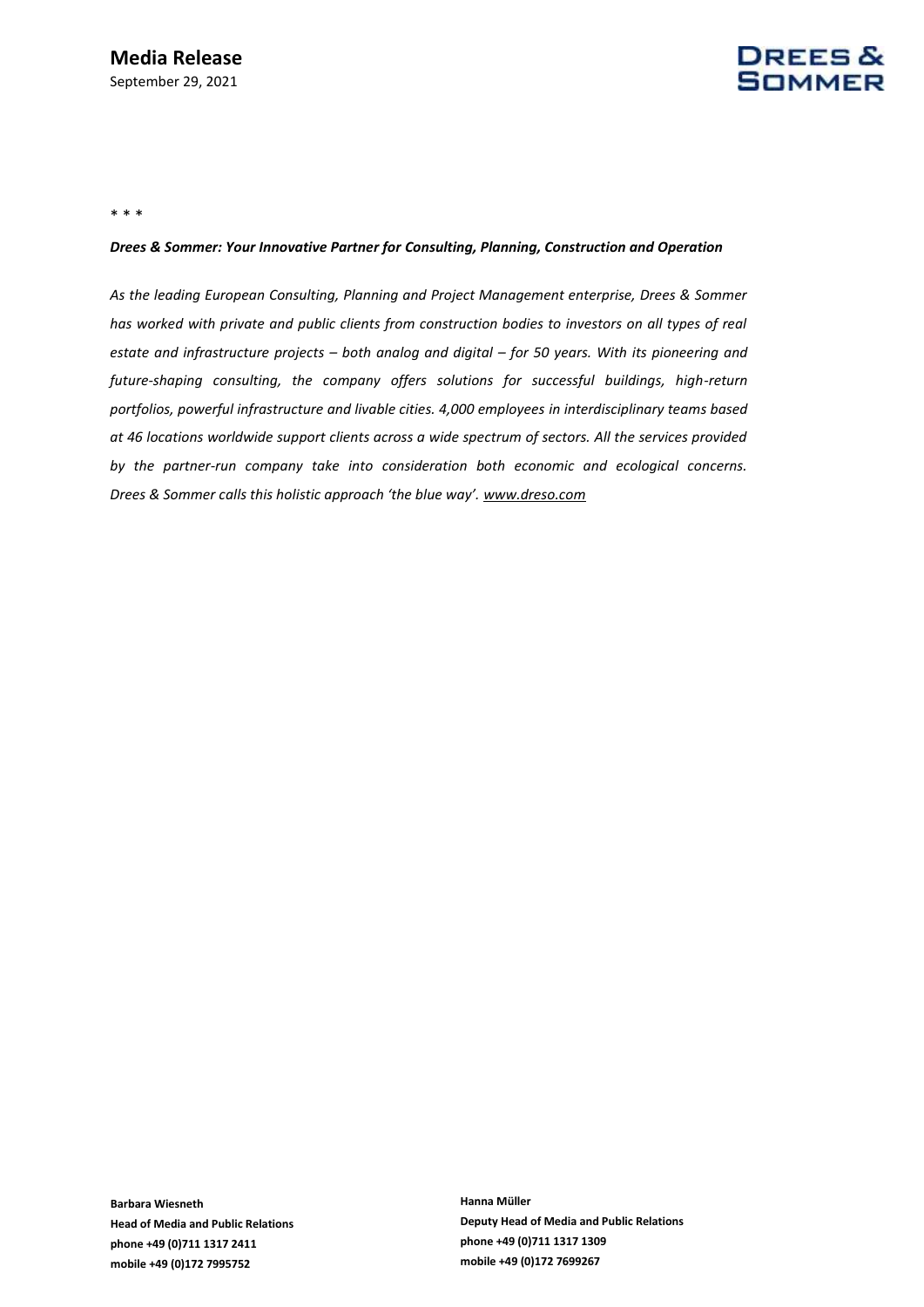\* \* \*

***Drees & Sommer: Your Innovative Partner for Consulting, Planning, Construction and Operation***

*As the leading European Consulting, Planning and Project Management enterprise, Drees & Sommer has worked with private and public clients from construction bodies to investors on all types of real estate and infrastructure projects – both analog and digital – for 50 years. With its pioneering and future-shaping consulting, the company offers solutions for successful buildings, high-return portfolios, powerful infrastructure and livable cities. 4,000 employees in interdisciplinary teams based at 46 locations worldwide support clients across a wide spectrum of sectors. All the services provided by the partner-run company take into consideration both economic and ecological concerns. Drees & Sommer calls this holistic approach 'the blue way'. www.dreso.com*

**Barbara Wiesneth**
**Head of Media and Public Relations**
**phone +49 (0)711 1317 2411**
**mobile +49 (0)172 7995752**

**Hanna Müller**
**Deputy Head of Media and Public Relations**
**phone +49 (0)711 1317 1309**
**mobile +49 (0)172 7699267**